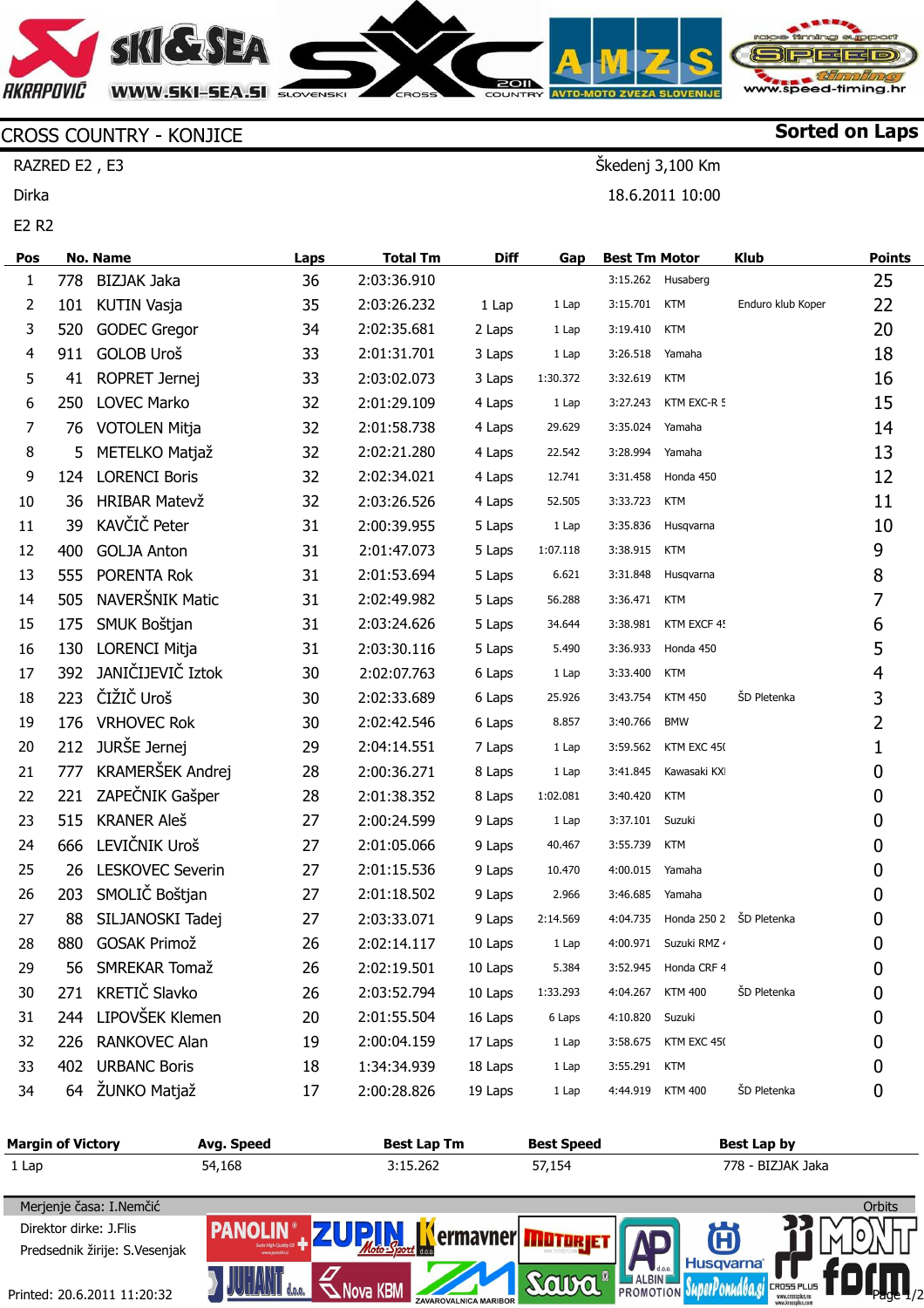# CROSS COUNTRY - KONJICE

**Sorted on Laps**

RAZRED E2 , E3

Dirka

E2 R2

Škedenj 3,100 Km

18.6.2011 10:00

| Pos | No. | Name | Laps | Total Tm | Diff | Gap | Best Tm | Motor | Klub | Points |
|---|---|---|---|---|---|---|---|---|---|---|
| 1 | 778 | BIZJAK Jaka | 36 | 2:03:36.910 | | | 3:15.262 | Husaberg | | 25 |
| 2 | 101 | KUTIN Vasja | 35 | 2:03:26.232 | 1 Lap | 1 Lap | 3:15.701 | KTM | Enduro klub Koper | 22 |
| 3 | 520 | GODEC Gregor | 34 | 2:02:35.681 | 2 Laps | 1 Lap | 3:19.410 | KTM | | 20 |
| 4 | 911 | GOLOB Uroš | 33 | 2:01:31.701 | 3 Laps | 1 Lap | 3:26.518 | Yamaha | | 18 |
| 5 | 41 | ROPRET Jernej | 33 | 2:03:02.073 | 3 Laps | 1:30.372 | 3:32.619 | KTM | | 16 |
| 6 | 250 | LOVEC Marko | 32 | 2:01:29.109 | 4 Laps | 1 Lap | 3:27.243 | KTM EXC-R 5 | | 15 |
| 7 | 76 | VOTOLEN Mitja | 32 | 2:01:58.738 | 4 Laps | 29.629 | 3:35.024 | Yamaha | | 14 |
| 8 | 5 | METELKO Matjaž | 32 | 2:02:21.280 | 4 Laps | 22.542 | 3:28.994 | Yamaha | | 13 |
| 9 | 124 | LORENCI Boris | 32 | 2:02:34.021 | 4 Laps | 12.741 | 3:31.458 | Honda 450 | | 12 |
| 10 | 36 | HRIBAR Matevž | 32 | 2:03:26.526 | 4 Laps | 52.505 | 3:33.723 | KTM | | 11 |
| 11 | 39 | KAVČIČ Peter | 31 | 2:00:39.955 | 5 Laps | 1 Lap | 3:35.836 | Husqvarna | | 10 |
| 12 | 400 | GOLJA Anton | 31 | 2:01:47.073 | 5 Laps | 1:07.118 | 3:38.915 | KTM | | 9 |
| 13 | 555 | PORENTA Rok | 31 | 2:01:53.694 | 5 Laps | 6.621 | 3:31.848 | Husqvarna | | 8 |
| 14 | 505 | NAVERŠNIK Matic | 31 | 2:02:49.982 | 5 Laps | 56.288 | 3:36.471 | KTM | | 7 |
| 15 | 175 | SMUK Boštjan | 31 | 2:03:24.626 | 5 Laps | 34.644 | 3:38.981 | KTM EXCF 45 | | 6 |
| 16 | 130 | LORENCI Mitja | 31 | 2:03:30.116 | 5 Laps | 5.490 | 3:36.933 | Honda 450 | | 5 |
| 17 | 392 | JANIČIJEVIČ Iztok | 30 | 2:02:07.763 | 6 Laps | 1 Lap | 3:33.400 | KTM | | 4 |
| 18 | 223 | ČIŽIČ Uroš | 30 | 2:02:33.689 | 6 Laps | 25.926 | 3:43.754 | KTM 450 | ŠD Pletenka | 3 |
| 19 | 176 | VRHOVEC Rok | 30 | 2:02:42.546 | 6 Laps | 8.857 | 3:40.766 | BMW | | 2 |
| 20 | 212 | JURŠE Jernej | 29 | 2:04:14.551 | 7 Laps | 1 Lap | 3:59.562 | KTM EXC 450 | | 1 |
| 21 | 777 | KRAMERŠEK Andrej | 28 | 2:00:36.271 | 8 Laps | 1 Lap | 3:41.845 | Kawasaki KX | | 0 |
| 22 | 221 | ZAPEČNIK Gašper | 28 | 2:01:38.352 | 8 Laps | 1:02.081 | 3:40.420 | KTM | | 0 |
| 23 | 515 | KRANER Aleš | 27 | 2:00:24.599 | 9 Laps | 1 Lap | 3:37.101 | Suzuki | | 0 |
| 24 | 666 | LEVIČNIK Uroš | 27 | 2:01:05.066 | 9 Laps | 40.467 | 3:55.739 | KTM | | 0 |
| 25 | 26 | LESKOVEC Severin | 27 | 2:01:15.536 | 9 Laps | 10.470 | 4:00.015 | Yamaha | | 0 |
| 26 | 203 | SMOLIČ Boštjan | 27 | 2:01:18.502 | 9 Laps | 2.966 | 3:46.685 | Yamaha | | 0 |
| 27 | 88 | SILJANOSKI Tadej | 27 | 2:03:33.071 | 9 Laps | 2:14.569 | 4:04.735 | Honda 250 2 | ŠD Pletenka | 0 |
| 28 | 880 | GOSAK Primož | 26 | 2:02:14.117 | 10 Laps | 1 Lap | 4:00.971 | Suzuki RMZ 4 | | 0 |
| 29 | 56 | SMREKAR Tomaž | 26 | 2:02:19.501 | 10 Laps | 5.384 | 3:52.945 | Honda CRF 4 | | 0 |
| 30 | 271 | KRETIČ Slavko | 26 | 2:03:52.794 | 10 Laps | 1:33.293 | 4:04.267 | KTM 400 | ŠD Pletenka | 0 |
| 31 | 244 | LIPOVŠEK Klemen | 20 | 2:01:55.504 | 16 Laps | 6 Laps | 4:10.820 | Suzuki | | 0 |
| 32 | 226 | RANKOVEC Alan | 19 | 2:00:04.159 | 17 Laps | 1 Lap | 3:58.675 | KTM EXC 450 | | 0 |
| 33 | 402 | URBANC Boris | 18 | 1:34:34.939 | 18 Laps | 1 Lap | 3:55.291 | KTM | | 0 |
| 34 | 64 | ŽUNKO Matjaž | 17 | 2:00:28.826 | 19 Laps | 1 Lap | 4:44.919 | KTM 400 | ŠD Pletenka | 0 |

| Margin of Victory | Avg. Speed | Best Lap Tm | Best Speed | Best Lap by |
|---|---|---|---|---|
| 1 Lap | 54,168 | 3:15.262 | 57,154 | 778 - BIZJAK Jaka |

Merjenje časa: I.Nemčić

Direktor dirke: J.Flis

Predsednik žirije: S.Vesenjak

Orbits

Printed: 20.6.2011 11:20:32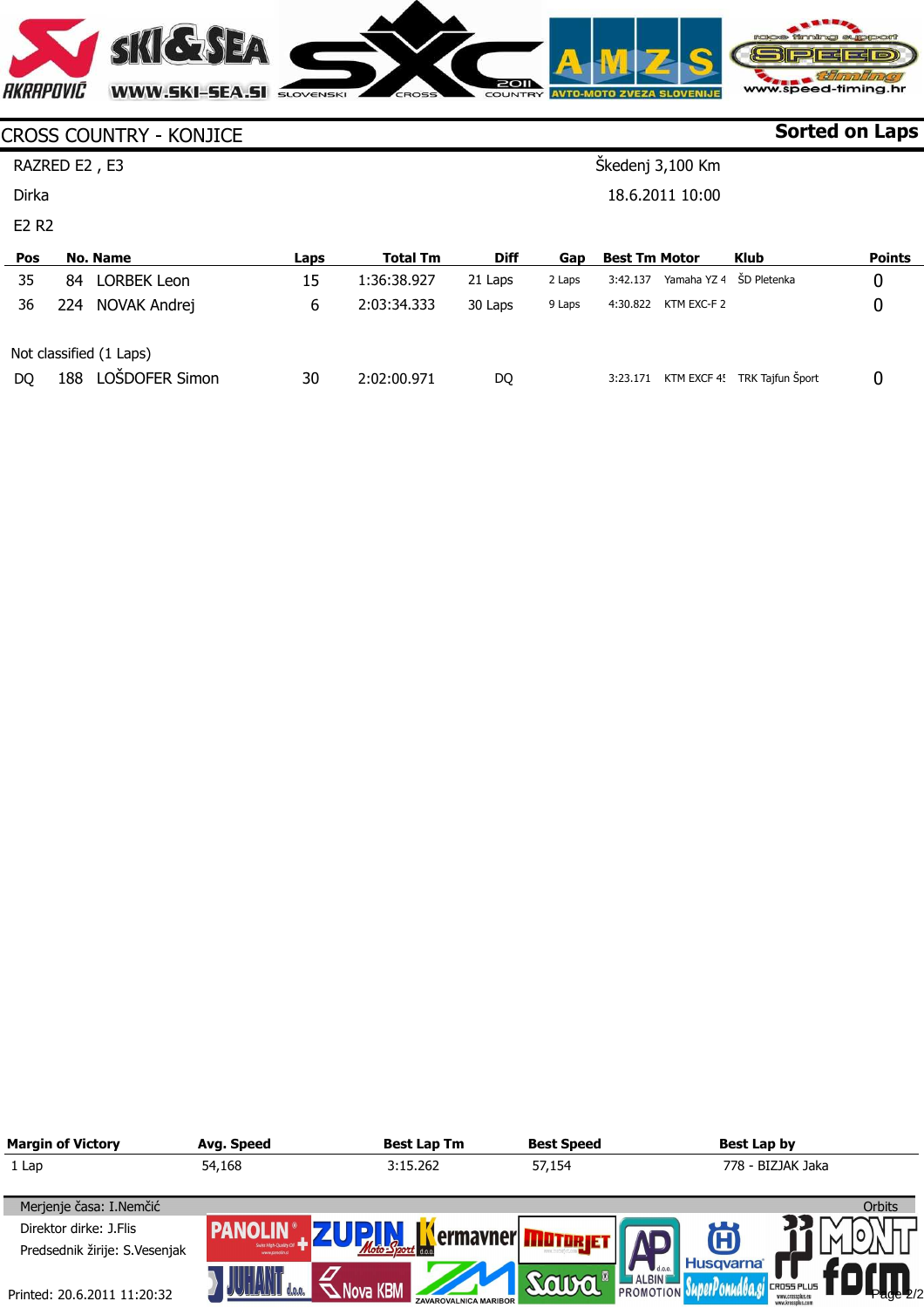## CROSS COUNTRY - KONJICE

**Sorted on Laps**

RAZRED E2 , E3

Škedenj 3,100 Km

Dirka

18.6.2011 10:00

E2 R2

| Pos | No. | Name | Laps | Total Tm | Diff | Gap | Best Tm | Motor | Klub | Points |
|---|---|---|---|---|---|---|---|---|---|---|
| 35 | 84 | LORBEK Leon | 15 | 1:36:38.927 | 21 Laps | 2 Laps | 3:42.137 | Yamaha YZ 4 | ŠD Pletenka | 0 |
| 36 | 224 | NOVAK Andrej | 6 | 2:03:34.333 | 30 Laps | 9 Laps | 4:30.822 | KTM EXC-F 2 | | 0 |
| Not classified (1 Laps) | | | | | | | | | | |
| DQ | 188 | LOŠDOFER Simon | 30 | 2:02:00.971 | DQ | | 3:23.171 | KTM EXCF 45 | TRK Tajfun Šport | 0 |

| Margin of Victory | Avg. Speed | Best Lap Tm | Best Speed | Best Lap by |
|---|---|---|---|---|
| 1 Lap | 54,168 | 3:15.262 | 57,154 | 778 - BIZJAK Jaka |

Merjenje časa: I.Nemčić

Direktor dirke: J.Flis

Predsednik žirije: S.Vesenjak

Printed: 20.6.2011 11:20:32

Orbits